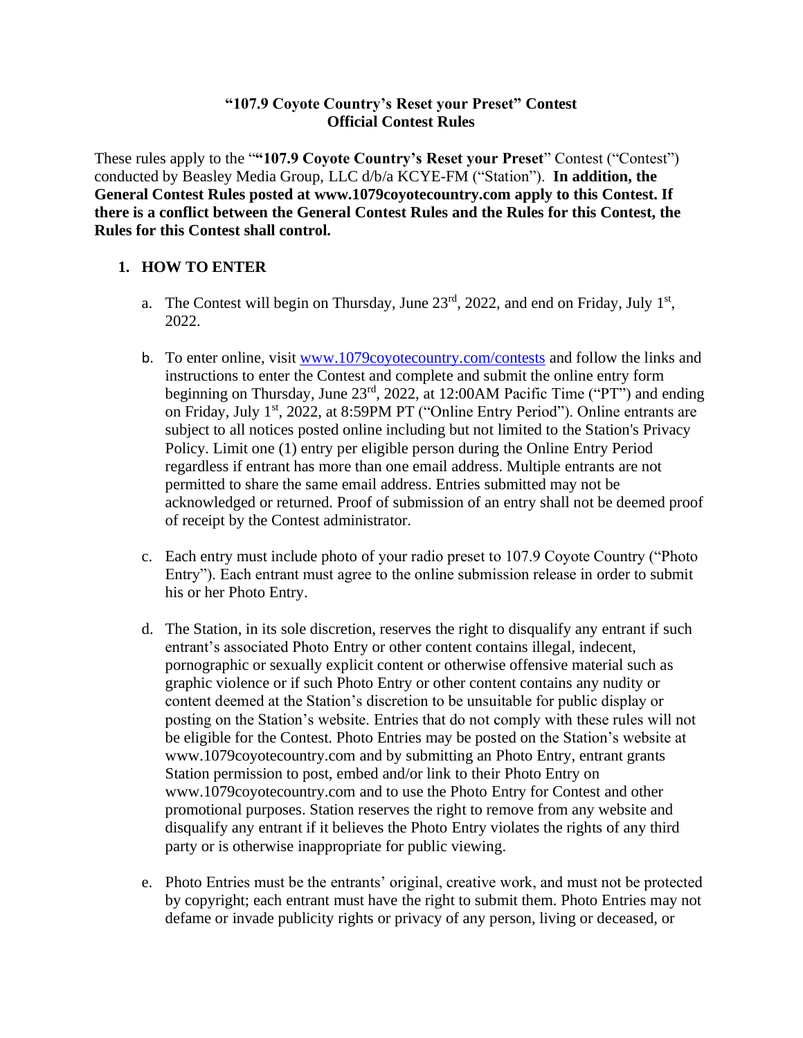**"107.9 Coyote Country's Reset your Preset" Contest**
**Official Contest Rules**

These rules apply to the "**"107.9 Coyote Country's Reset your Preset**" Contest ("Contest") conducted by Beasley Media Group, LLC d/b/a KCYE-FM ("Station"). **In addition, the General Contest Rules posted at www.1079coyotecountry.com apply to this Contest. If there is a conflict between the General Contest Rules and the Rules for this Contest, the Rules for this Contest shall control.**

## 1. HOW TO ENTER

a. The Contest will begin on Thursday, June 23rd, 2022, and end on Friday, July 1st, 2022.

b. To enter online, visit www.1079coyotecountry.com/contests and follow the links and instructions to enter the Contest and complete and submit the online entry form beginning on Thursday, June 23rd, 2022, at 12:00AM Pacific Time ("PT") and ending on Friday, July 1st, 2022, at 8:59PM PT ("Online Entry Period"). Online entrants are subject to all notices posted online including but not limited to the Station's Privacy Policy. Limit one (1) entry per eligible person during the Online Entry Period regardless if entrant has more than one email address. Multiple entrants are not permitted to share the same email address. Entries submitted may not be acknowledged or returned. Proof of submission of an entry shall not be deemed proof of receipt by the Contest administrator.

c. Each entry must include photo of your radio preset to 107.9 Coyote Country ("Photo Entry"). Each entrant must agree to the online submission release in order to submit his or her Photo Entry.

d. The Station, in its sole discretion, reserves the right to disqualify any entrant if such entrant's associated Photo Entry or other content contains illegal, indecent, pornographic or sexually explicit content or otherwise offensive material such as graphic violence or if such Photo Entry or other content contains any nudity or content deemed at the Station's discretion to be unsuitable for public display or posting on the Station's website. Entries that do not comply with these rules will not be eligible for the Contest. Photo Entries may be posted on the Station's website at www.1079coyotecountry.com and by submitting an Photo Entry, entrant grants Station permission to post, embed and/or link to their Photo Entry on www.1079coyotecountry.com and to use the Photo Entry for Contest and other promotional purposes. Station reserves the right to remove from any website and disqualify any entrant if it believes the Photo Entry violates the rights of any third party or is otherwise inappropriate for public viewing.

e. Photo Entries must be the entrants' original, creative work, and must not be protected by copyright; each entrant must have the right to submit them. Photo Entries may not defame or invade publicity rights or privacy of any person, living or deceased, or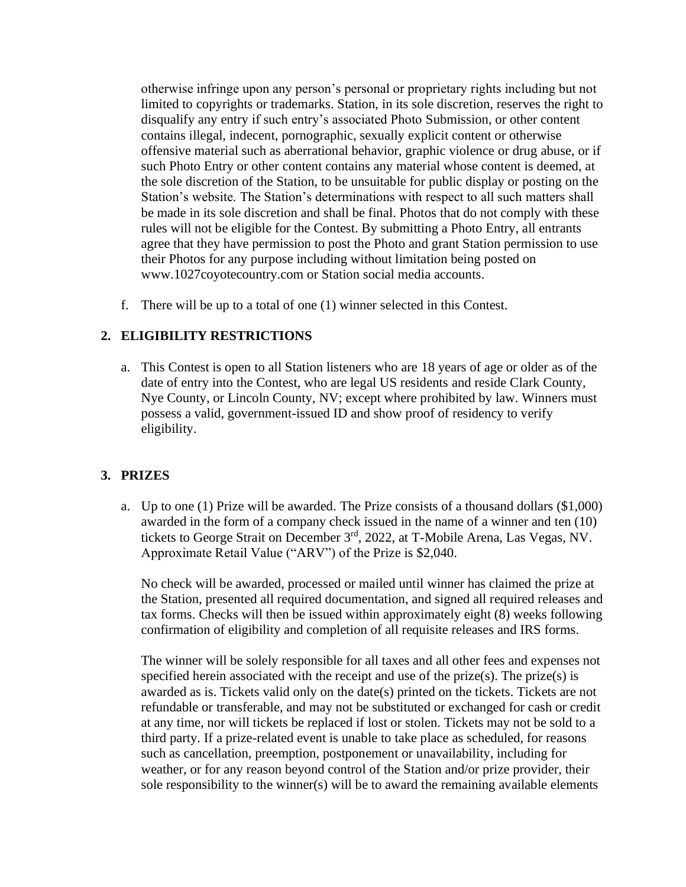otherwise infringe upon any person's personal or proprietary rights including but not limited to copyrights or trademarks. Station, in its sole discretion, reserves the right to disqualify any entry if such entry's associated Photo Submission, or other content contains illegal, indecent, pornographic, sexually explicit content or otherwise offensive material such as aberrational behavior, graphic violence or drug abuse, or if such Photo Entry or other content contains any material whose content is deemed, at the sole discretion of the Station, to be unsuitable for public display or posting on the Station's website. The Station's determinations with respect to all such matters shall be made in its sole discretion and shall be final. Photos that do not comply with these rules will not be eligible for the Contest. By submitting a Photo Entry, all entrants agree that they have permission to post the Photo and grant Station permission to use their Photos for any purpose including without limitation being posted on www.1027coyotecountry.com or Station social media accounts.

f. There will be up to a total of one (1) winner selected in this Contest.

## 2. ELIGIBILITY RESTRICTIONS

a. This Contest is open to all Station listeners who are 18 years of age or older as of the date of entry into the Contest, who are legal US residents and reside Clark County, Nye County, or Lincoln County, NV; except where prohibited by law. Winners must possess a valid, government-issued ID and show proof of residency to verify eligibility.

## 3. PRIZES

a. Up to one (1) Prize will be awarded. The Prize consists of a thousand dollars ($1,000) awarded in the form of a company check issued in the name of a winner and ten (10) tickets to George Strait on December 3rd, 2022, at T-Mobile Arena, Las Vegas, NV. Approximate Retail Value ("ARV") of the Prize is $2,040.

   No check will be awarded, processed or mailed until winner has claimed the prize at the Station, presented all required documentation, and signed all required releases and tax forms. Checks will then be issued within approximately eight (8) weeks following confirmation of eligibility and completion of all requisite releases and IRS forms.

   The winner will be solely responsible for all taxes and all other fees and expenses not specified herein associated with the receipt and use of the prize(s). The prize(s) is awarded as is. Tickets valid only on the date(s) printed on the tickets. Tickets are not refundable or transferable, and may not be substituted or exchanged for cash or credit at any time, nor will tickets be replaced if lost or stolen. Tickets may not be sold to a third party. If a prize-related event is unable to take place as scheduled, for reasons such as cancellation, preemption, postponement or unavailability, including for weather, or for any reason beyond control of the Station and/or prize provider, their sole responsibility to the winner(s) will be to award the remaining available elements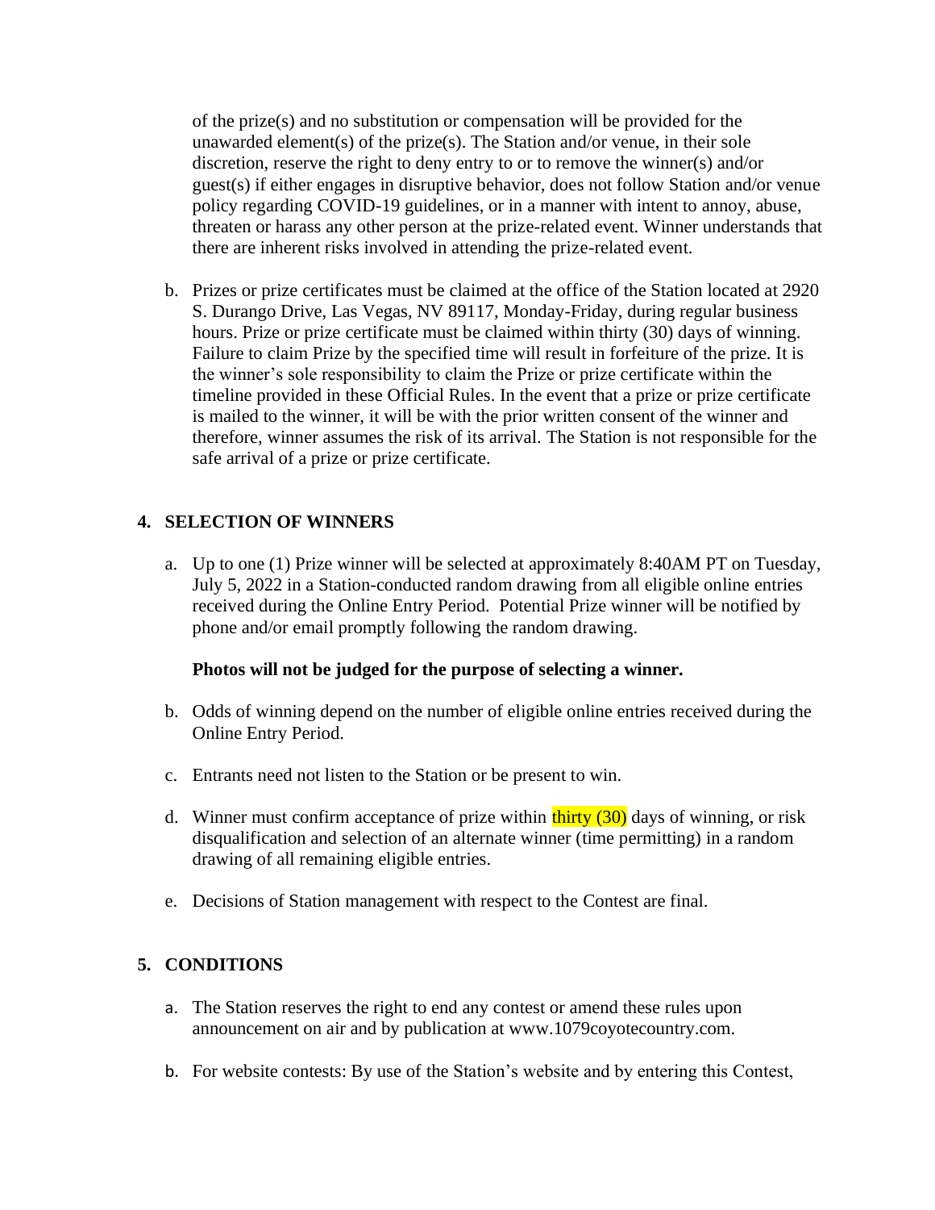of the prize(s) and no substitution or compensation will be provided for the unawarded element(s) of the prize(s). The Station and/or venue, in their sole discretion, reserve the right to deny entry to or to remove the winner(s) and/or guest(s) if either engages in disruptive behavior, does not follow Station and/or venue policy regarding COVID-19 guidelines, or in a manner with intent to annoy, abuse, threaten or harass any other person at the prize-related event. Winner understands that there are inherent risks involved in attending the prize-related event.

b. Prizes or prize certificates must be claimed at the office of the Station located at 2920 S. Durango Drive, Las Vegas, NV 89117, Monday-Friday, during regular business hours. Prize or prize certificate must be claimed within thirty (30) days of winning. Failure to claim Prize by the specified time will result in forfeiture of the prize. It is the winner's sole responsibility to claim the Prize or prize certificate within the timeline provided in these Official Rules. In the event that a prize or prize certificate is mailed to the winner, it will be with the prior written consent of the winner and therefore, winner assumes the risk of its arrival. The Station is not responsible for the safe arrival of a prize or prize certificate.

## 4. SELECTION OF WINNERS

a. Up to one (1) Prize winner will be selected at approximately 8:40AM PT on Tuesday, July 5, 2022 in a Station-conducted random drawing from all eligible online entries received during the Online Entry Period. Potential Prize winner will be notified by phone and/or email promptly following the random drawing.

   **Photos will not be judged for the purpose of selecting a winner.**

b. Odds of winning depend on the number of eligible online entries received during the Online Entry Period.

c. Entrants need not listen to the Station or be present to win.

d. Winner must confirm acceptance of prize within thirty (30) days of winning, or risk disqualification and selection of an alternate winner (time permitting) in a random drawing of all remaining eligible entries.

e. Decisions of Station management with respect to the Contest are final.

## 5. CONDITIONS

a. The Station reserves the right to end any contest or amend these rules upon announcement on air and by publication at www.1079coyotecountry.com.

b. For website contests: By use of the Station's website and by entering this Contest,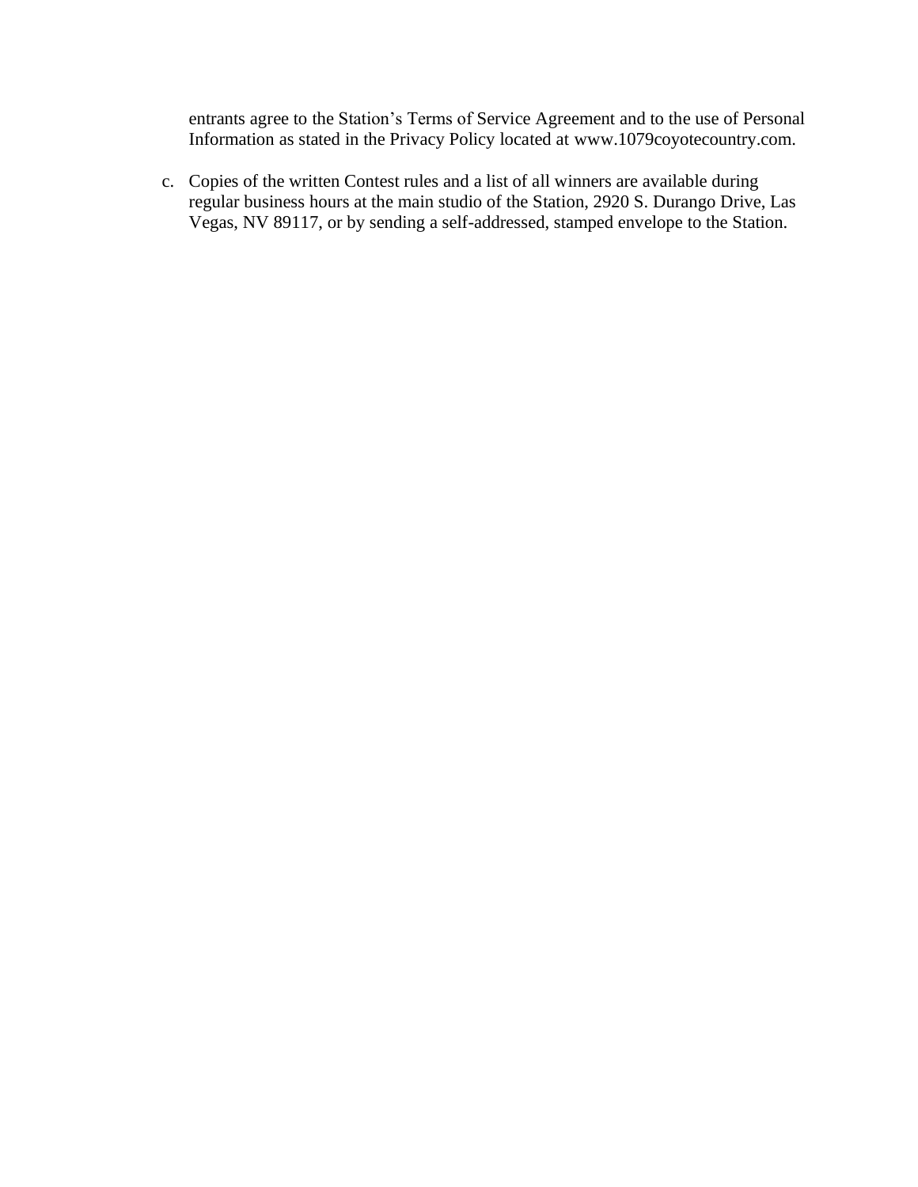entrants agree to the Station's Terms of Service Agreement and to the use of Personal Information as stated in the Privacy Policy located at www.1079coyotecountry.com.

c. Copies of the written Contest rules and a list of all winners are available during regular business hours at the main studio of the Station, 2920 S. Durango Drive, Las Vegas, NV 89117, or by sending a self-addressed, stamped envelope to the Station.